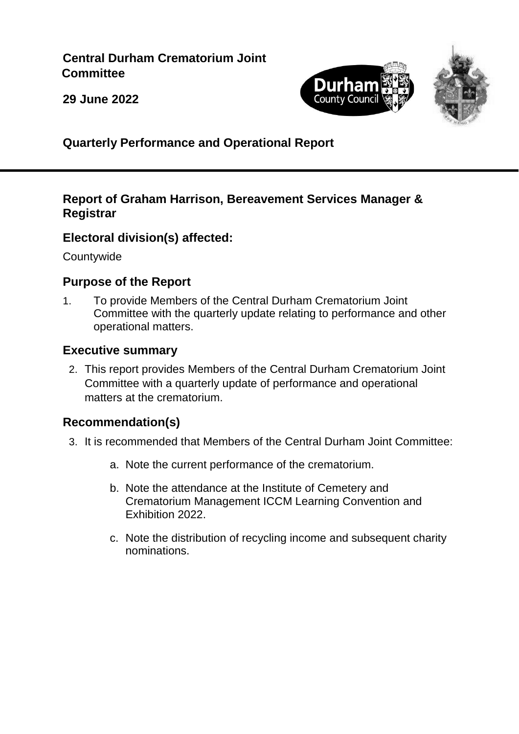**Central Durham Crematorium Joint Committee**

**29 June 2022**

## Quarterly Performance and Operational Report

### Report of Graham Harrison, Bereavement Services Manager & Registrar

### Electoral division(s) affected:

Countywide

### Purpose of the Report

1. To provide Members of the Central Durham Crematorium Joint Committee with the quarterly update relating to performance and other operational matters.

### Executive summary

2. This report provides Members of the Central Durham Crematorium Joint Committee with a quarterly update of performance and operational matters at the crematorium.

### Recommendation(s)

3. It is recommended that Members of the Central Durham Joint Committee:

    a. Note the current performance of the crematorium.

    b. Note the attendance at the Institute of Cemetery and Crematorium Management ICCM Learning Convention and Exhibition 2022.

    c. Note the distribution of recycling income and subsequent charity nominations.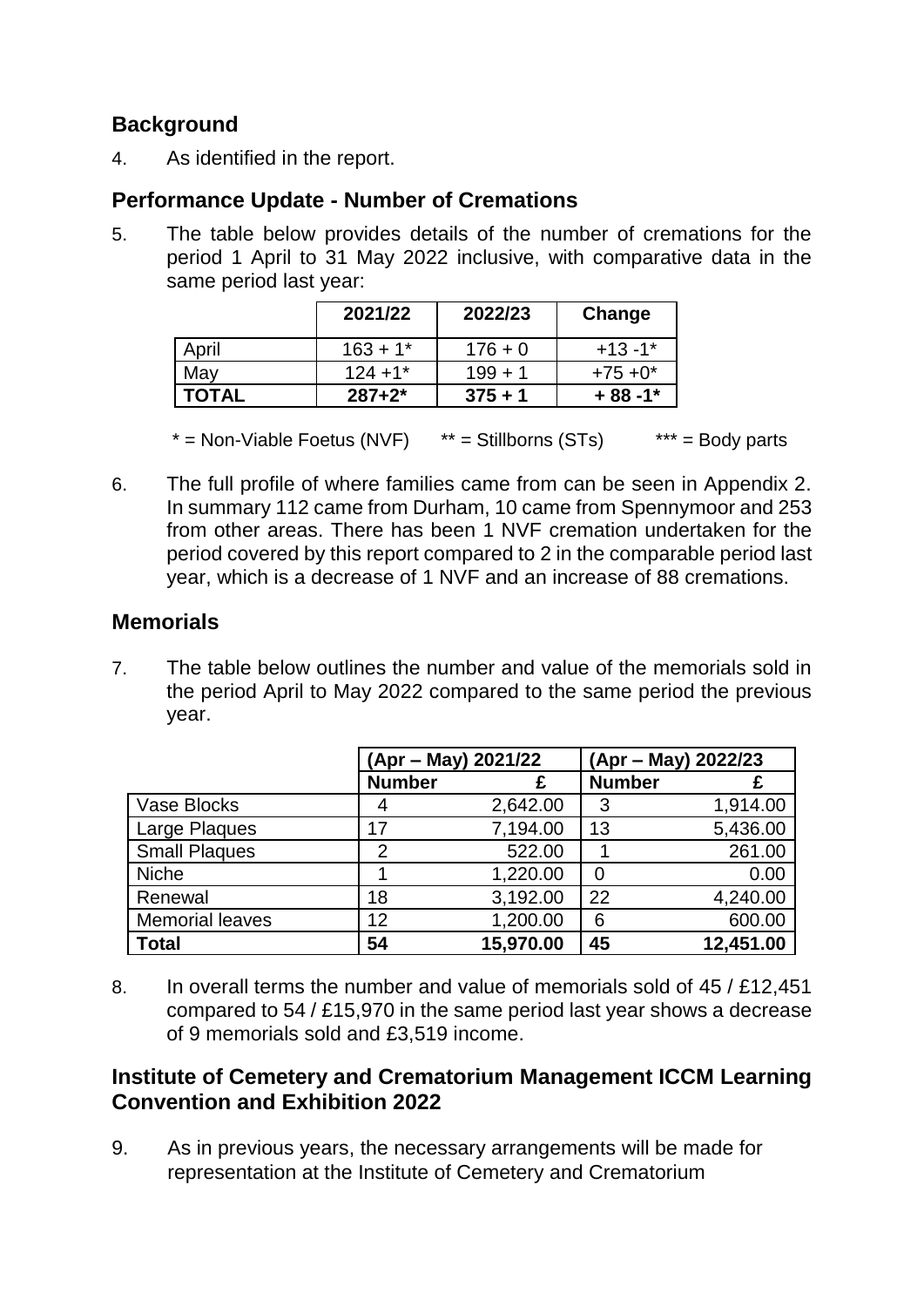## Background

4. As identified in the report.

## Performance Update - Number of Cremations

5. The table below provides details of the number of cremations for the period 1 April to 31 May 2022 inclusive, with comparative data in the same period last year:

| | 2021/22 | 2022/23 | Change |
|---|---|---|---|
| April | 163 + 1* | 176 + 0 | +13 -1* |
| May | 124 +1* | 199 + 1 | +75 +0* |
| **TOTAL** | **287+2*** | **375 + 1** | **+ 88 -1*** |

\* = Non-Viable Foetus (NVF) &nbsp;&nbsp;&nbsp; ** = Stillborns (STs) &nbsp;&nbsp;&nbsp; *** = Body parts

6. The full profile of where families came from can be seen in Appendix 2. In summary 112 came from Durham, 10 came from Spennymoor and 253 from other areas. There has been 1 NVF cremation undertaken for the period covered by this report compared to 2 in the comparable period last year, which is a decrease of 1 NVF and an increase of 88 cremations.

## Memorials

7. The table below outlines the number and value of the memorials sold in the period April to May 2022 compared to the same period the previous year.

| | (Apr – May) 2021/22 | | (Apr – May) 2022/23 | |
|---|---|---|---|---|
| | **Number** | **£** | **Number** | **£** |
| Vase Blocks | 4 | 2,642.00 | 3 | 1,914.00 |
| Large Plaques | 17 | 7,194.00 | 13 | 5,436.00 |
| Small Plaques | 2 | 522.00 | 1 | 261.00 |
| Niche | 1 | 1,220.00 | 0 | 0.00 |
| Renewal | 18 | 3,192.00 | 22 | 4,240.00 |
| Memorial leaves | 12 | 1,200.00 | 6 | 600.00 |
| **Total** | **54** | **15,970.00** | **45** | **12,451.00** |

8. In overall terms the number and value of memorials sold of 45 / £12,451 compared to 54 / £15,970 in the same period last year shows a decrease of 9 memorials sold and £3,519 income.

## Institute of Cemetery and Crematorium Management ICCM Learning Convention and Exhibition 2022

9. As in previous years, the necessary arrangements will be made for representation at the Institute of Cemetery and Crematorium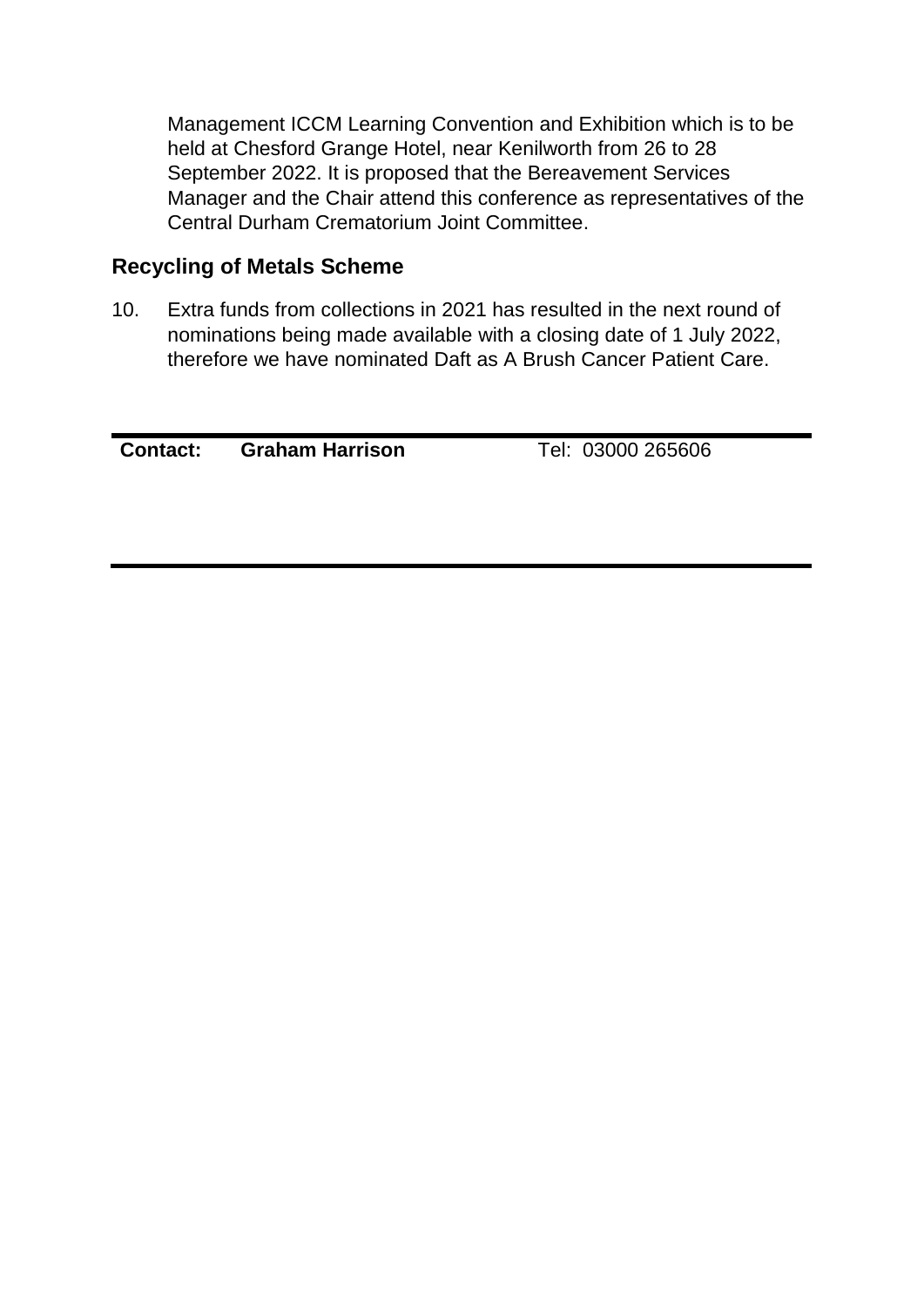Management ICCM Learning Convention and Exhibition which is to be held at Chesford Grange Hotel, near Kenilworth from 26 to 28 September 2022. It is proposed that the Bereavement Services Manager and the Chair attend this conference as representatives of the Central Durham Crematorium Joint Committee.

## Recycling of Metals Scheme

10. Extra funds from collections in 2021 has resulted in the next round of nominations being made available with a closing date of 1 July 2022, therefore we have nominated Daft as A Brush Cancer Patient Care.

| **Contact:** | **Graham Harrison** | Tel: 03000 265606 |
|---|---|---|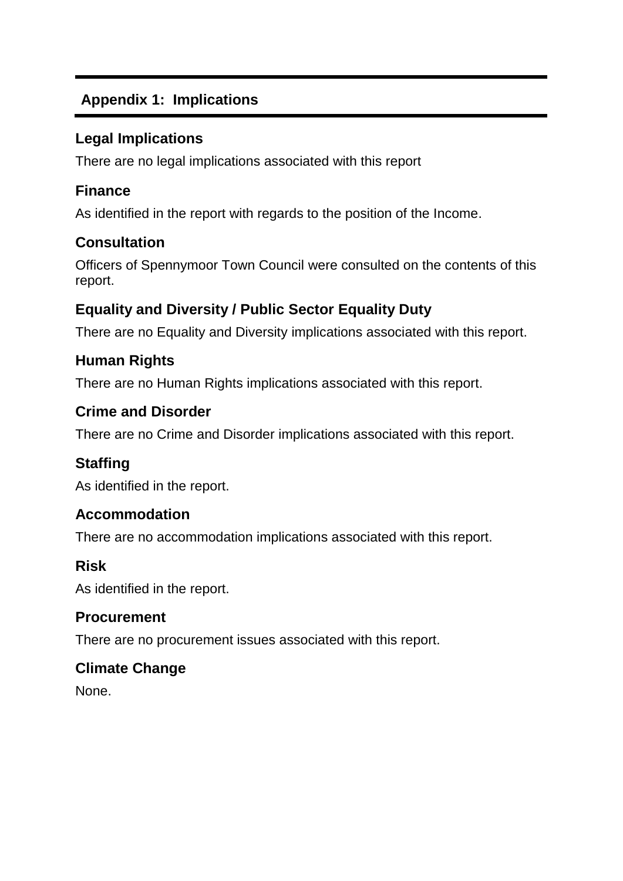## Appendix 1: Implications

### Legal Implications

There are no legal implications associated with this report

### Finance

As identified in the report with regards to the position of the Income.

### Consultation

Officers of Spennymoor Town Council were consulted on the contents of this report.

### Equality and Diversity / Public Sector Equality Duty

There are no Equality and Diversity implications associated with this report.

### Human Rights

There are no Human Rights implications associated with this report.

### Crime and Disorder

There are no Crime and Disorder implications associated with this report.

### Staffing

As identified in the report.

### Accommodation

There are no accommodation implications associated with this report.

### Risk

As identified in the report.

### Procurement

There are no procurement issues associated with this report.

### Climate Change

None.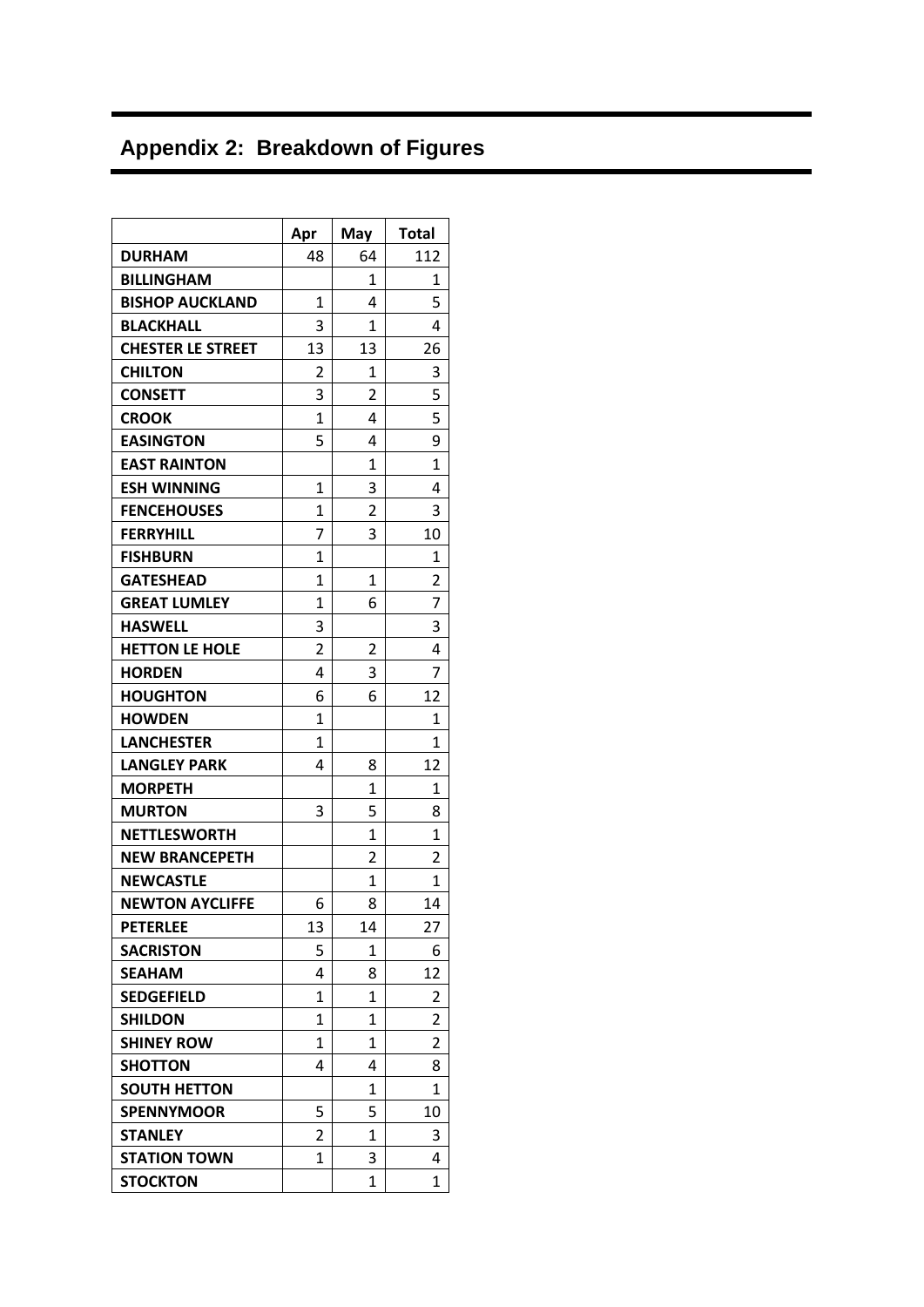## Appendix 2: Breakdown of Figures

| | Apr | May | Total |
|---|---|---|---|
| **DURHAM** | 48 | 64 | 112 |
| **BILLINGHAM** | | 1 | 1 |
| **BISHOP AUCKLAND** | 1 | 4 | 5 |
| **BLACKHALL** | 3 | 1 | 4 |
| **CHESTER LE STREET** | 13 | 13 | 26 |
| **CHILTON** | 2 | 1 | 3 |
| **CONSETT** | 3 | 2 | 5 |
| **CROOK** | 1 | 4 | 5 |
| **EASINGTON** | 5 | 4 | 9 |
| **EAST RAINTON** | | 1 | 1 |
| **ESH WINNING** | 1 | 3 | 4 |
| **FENCEHOUSES** | 1 | 2 | 3 |
| **FERRYHILL** | 7 | 3 | 10 |
| **FISHBURN** | 1 | | 1 |
| **GATESHEAD** | 1 | 1 | 2 |
| **GREAT LUMLEY** | 1 | 6 | 7 |
| **HASWELL** | 3 | | 3 |
| **HETTON LE HOLE** | 2 | 2 | 4 |
| **HORDEN** | 4 | 3 | 7 |
| **HOUGHTON** | 6 | 6 | 12 |
| **HOWDEN** | 1 | | 1 |
| **LANCHESTER** | 1 | | 1 |
| **LANGLEY PARK** | 4 | 8 | 12 |
| **MORPETH** | | 1 | 1 |
| **MURTON** | 3 | 5 | 8 |
| **NETTLESWORTH** | | 1 | 1 |
| **NEW BRANCEPETH** | | 2 | 2 |
| **NEWCASTLE** | | 1 | 1 |
| **NEWTON AYCLIFFE** | 6 | 8 | 14 |
| **PETERLEE** | 13 | 14 | 27 |
| **SACRISTON** | 5 | 1 | 6 |
| **SEAHAM** | 4 | 8 | 12 |
| **SEDGEFIELD** | 1 | 1 | 2 |
| **SHILDON** | 1 | 1 | 2 |
| **SHINEY ROW** | 1 | 1 | 2 |
| **SHOTTON** | 4 | 4 | 8 |
| **SOUTH HETTON** | | 1 | 1 |
| **SPENNYMOOR** | 5 | 5 | 10 |
| **STANLEY** | 2 | 1 | 3 |
| **STATION TOWN** | 1 | 3 | 4 |
| **STOCKTON** | | 1 | 1 |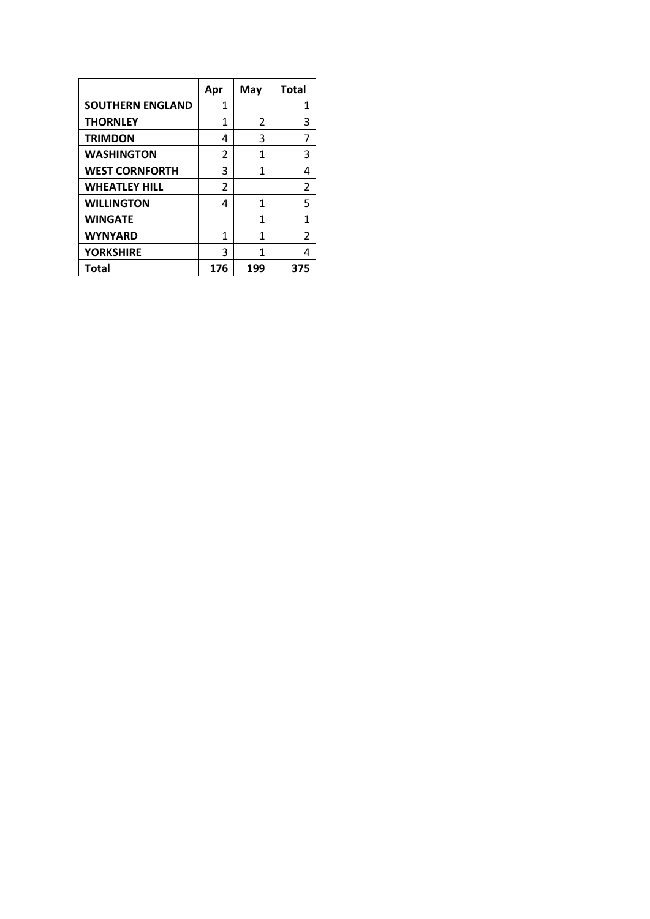| | Apr | May | Total |
|---|---|---|---|
| **SOUTHERN ENGLAND** | 1 | | 1 |
| **THORNLEY** | 1 | 2 | 3 |
| **TRIMDON** | 4 | 3 | 7 |
| **WASHINGTON** | 2 | 1 | 3 |
| **WEST CORNFORTH** | 3 | 1 | 4 |
| **WHEATLEY HILL** | 2 | | 2 |
| **WILLINGTON** | 4 | 1 | 5 |
| **WINGATE** | | 1 | 1 |
| **WYNYARD** | 1 | 1 | 2 |
| **YORKSHIRE** | 3 | 1 | 4 |
| **Total** | **176** | **199** | **375** |